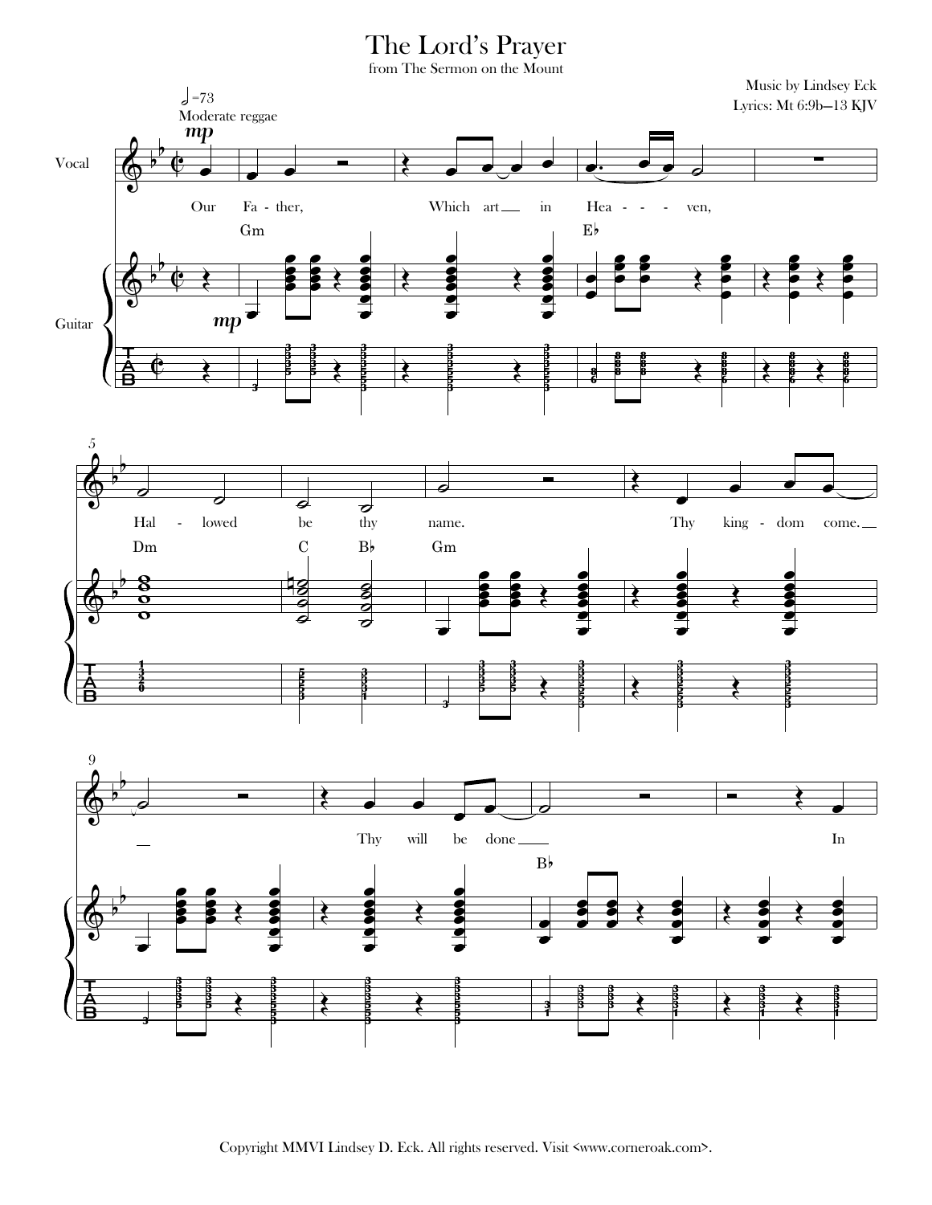# The Lord's Prayer

from The Sermon on the Mount

Music by Lindsey Eck
Lyrics: Mt 6:9b–13 KJV

Copyright MMVI Lindsey D. Eck. All rights reserved. Visit <www.corneroak.com>.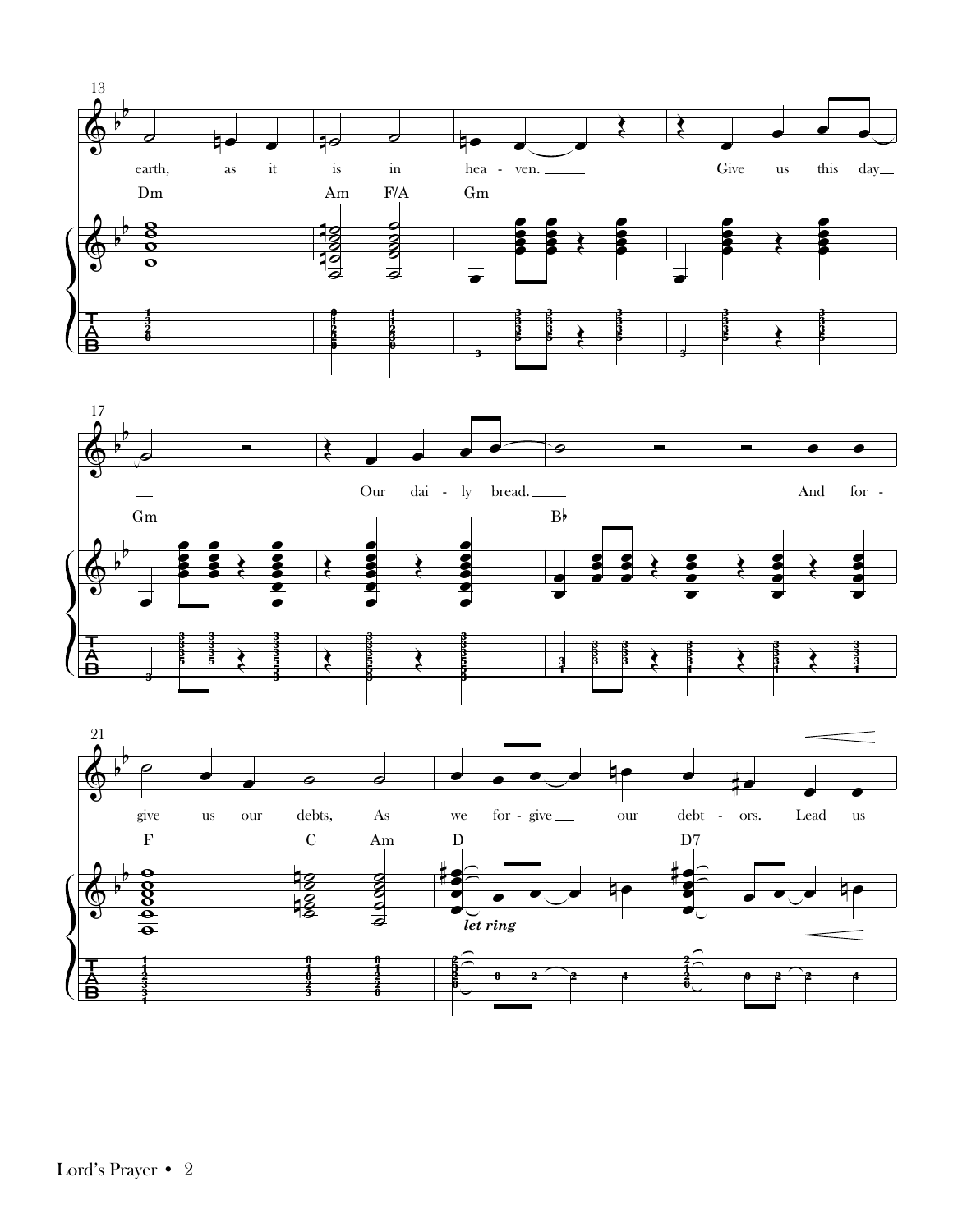13

earth, as it is in hea - ven. Give us this day

Dm Am F/A Gm

17

Our dai - ly bread. And for -

Gm B♭

21

give us our debts, As we for - give our debt - ors. Lead us

F C Am D D7

*let ring*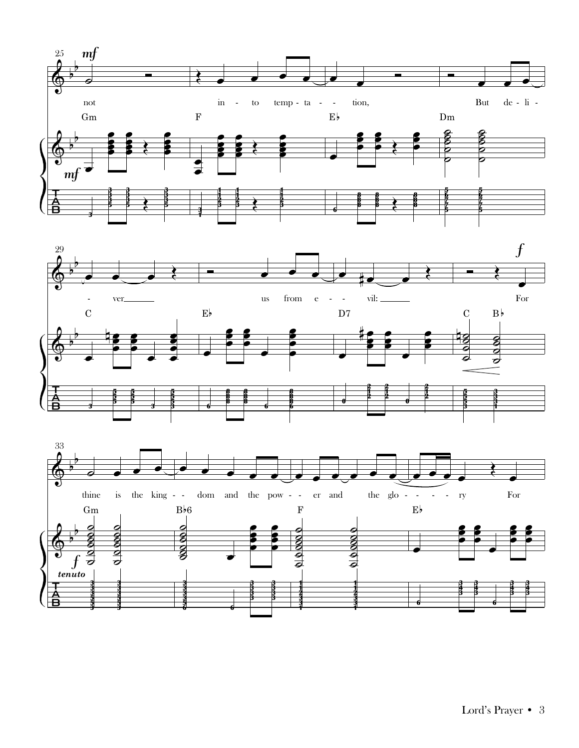25 *mf*

not in - to temp - ta - - tion, But de - li -

Gm F E♭ Dm

*mf*

29 *f*

- ver us from e - - vil: For

C E♭ D7 C B♭

33

thine is the king - - dom and the pow - - er and the glo - - - - - ry For

Gm B♭6 F E♭

*f*

*tenuto*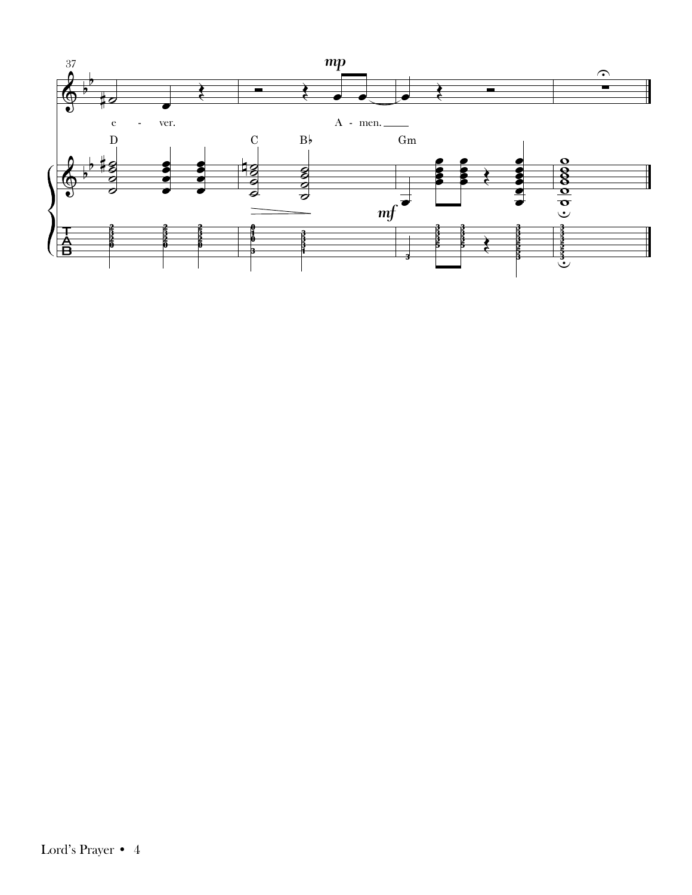37

*mp*

e - ver. A - men.

D C B♭ Gm

*mf*